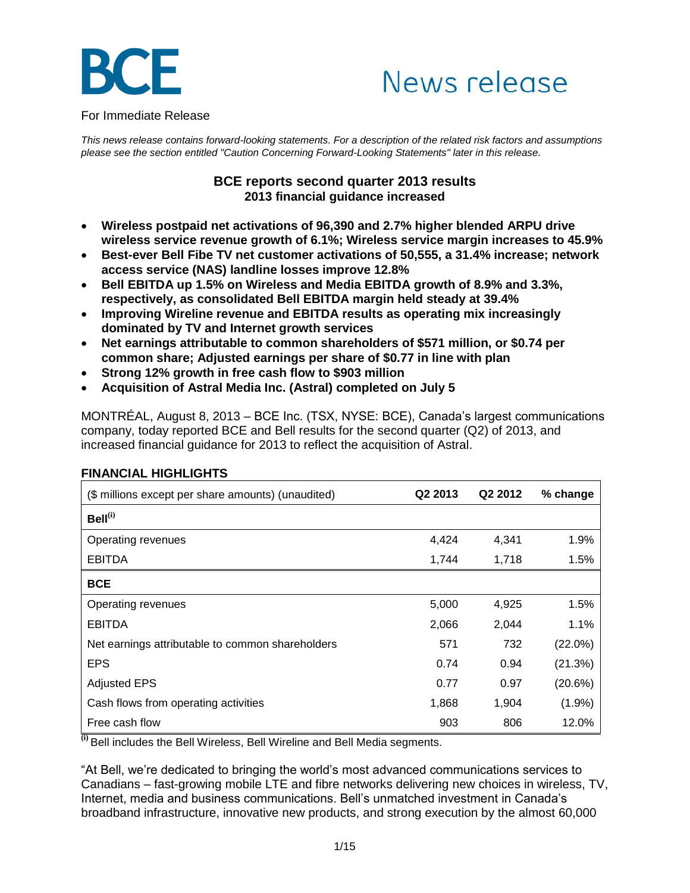BCE

News release

For Immediate Release

*This news release contains forward-looking statements. For a description of the related risk factors and assumptions please see the section entitled "Caution Concerning Forward-Looking Statements" later in this release.*

## BCE reports second quarter 2013 results
### 2013 financial guidance increased

- **Wireless postpaid net activations of 96,390 and 2.7% higher blended ARPU drive wireless service revenue growth of 6.1%; Wireless service margin increases to 45.9%**
- **Best-ever Bell Fibe TV net customer activations of 50,555, a 31.4% increase; network access service (NAS) landline losses improve 12.8%**
- **Bell EBITDA up 1.5% on Wireless and Media EBITDA growth of 8.9% and 3.3%, respectively, as consolidated Bell EBITDA margin held steady at 39.4%**
- **Improving Wireline revenue and EBITDA results as operating mix increasingly dominated by TV and Internet growth services**
- **Net earnings attributable to common shareholders of $571 million, or $0.74 per common share; Adjusted earnings per share of $0.77 in line with plan**
- **Strong 12% growth in free cash flow to $903 million**
- **Acquisition of Astral Media Inc. (Astral) completed on July 5**

MONTRÉAL, August 8, 2013 – BCE Inc. (TSX, NYSE: BCE), Canada's largest communications company, today reported BCE and Bell results for the second quarter (Q2) of 2013, and increased financial guidance for 2013 to reflect the acquisition of Astral.

**FINANCIAL HIGHLIGHTS**

| ($ millions except per share amounts) (unaudited) | Q2 2013 | Q2 2012 | % change |
|---|---|---|---|
| **Bell**[(i)] | | | |
| Operating revenues | 4,424 | 4,341 | 1.9% |
| EBITDA | 1,744 | 1,718 | 1.5% |
| **BCE** | | | |
| Operating revenues | 5,000 | 4,925 | 1.5% |
| EBITDA | 2,066 | 2,044 | 1.1% |
| Net earnings attributable to common shareholders | 571 | 732 | (22.0%) |
| EPS | 0.74 | 0.94 | (21.3%) |
| Adjusted EPS | 0.77 | 0.97 | (20.6%) |
| Cash flows from operating activities | 1,868 | 1,904 | (1.9%) |
| Free cash flow | 903 | 806 | 12.0% |

[(i)] Bell includes the Bell Wireless, Bell Wireline and Bell Media segments.

"At Bell, we're dedicated to bringing the world's most advanced communications services to Canadians – fast-growing mobile LTE and fibre networks delivering new choices in wireless, TV, Internet, media and business communications. Bell's unmatched investment in Canada's broadband infrastructure, innovative new products, and strong execution by the almost 60,000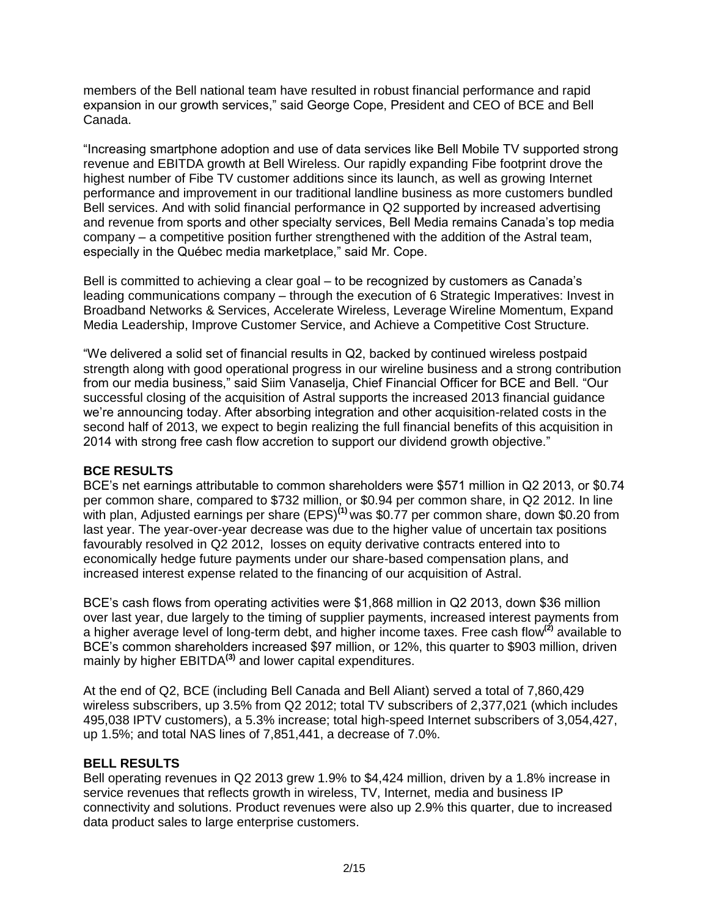members of the Bell national team have resulted in robust financial performance and rapid expansion in our growth services," said George Cope, President and CEO of BCE and Bell Canada.

"Increasing smartphone adoption and use of data services like Bell Mobile TV supported strong revenue and EBITDA growth at Bell Wireless. Our rapidly expanding Fibe footprint drove the highest number of Fibe TV customer additions since its launch, as well as growing Internet performance and improvement in our traditional landline business as more customers bundled Bell services. And with solid financial performance in Q2 supported by increased advertising and revenue from sports and other specialty services, Bell Media remains Canada's top media company – a competitive position further strengthened with the addition of the Astral team, especially in the Québec media marketplace," said Mr. Cope.

Bell is committed to achieving a clear goal – to be recognized by customers as Canada's leading communications company – through the execution of 6 Strategic Imperatives: Invest in Broadband Networks & Services, Accelerate Wireless, Leverage Wireline Momentum, Expand Media Leadership, Improve Customer Service, and Achieve a Competitive Cost Structure.

"We delivered a solid set of financial results in Q2, backed by continued wireless postpaid strength along with good operational progress in our wireline business and a strong contribution from our media business," said Siim Vanaselja, Chief Financial Officer for BCE and Bell. "Our successful closing of the acquisition of Astral supports the increased 2013 financial guidance we're announcing today. After absorbing integration and other acquisition-related costs in the second half of 2013, we expect to begin realizing the full financial benefits of this acquisition in 2014 with strong free cash flow accretion to support our dividend growth objective."

**BCE RESULTS**

BCE's net earnings attributable to common shareholders were $571 million in Q2 2013, or $0.74 per common share, compared to $732 million, or $0.94 per common share, in Q2 2012. In line with plan, Adjusted earnings per share (EPS)[(1)] was $0.77 per common share, down $0.20 from last year. The year-over-year decrease was due to the higher value of uncertain tax positions favourably resolved in Q2 2012, losses on equity derivative contracts entered into to economically hedge future payments under our share-based compensation plans, and increased interest expense related to the financing of our acquisition of Astral.

BCE's cash flows from operating activities were $1,868 million in Q2 2013, down $36 million over last year, due largely to the timing of supplier payments, increased interest payments from a higher average level of long-term debt, and higher income taxes. Free cash flow[(2)] available to BCE's common shareholders increased $97 million, or 12%, this quarter to $903 million, driven mainly by higher EBITDA[(3)] and lower capital expenditures.

At the end of Q2, BCE (including Bell Canada and Bell Aliant) served a total of 7,860,429 wireless subscribers, up 3.5% from Q2 2012; total TV subscribers of 2,377,021 (which includes 495,038 IPTV customers), a 5.3% increase; total high-speed Internet subscribers of 3,054,427, up 1.5%; and total NAS lines of 7,851,441, a decrease of 7.0%.

**BELL RESULTS**

Bell operating revenues in Q2 2013 grew 1.9% to $4,424 million, driven by a 1.8% increase in service revenues that reflects growth in wireless, TV, Internet, media and business IP connectivity and solutions. Product revenues were also up 2.9% this quarter, due to increased data product sales to large enterprise customers.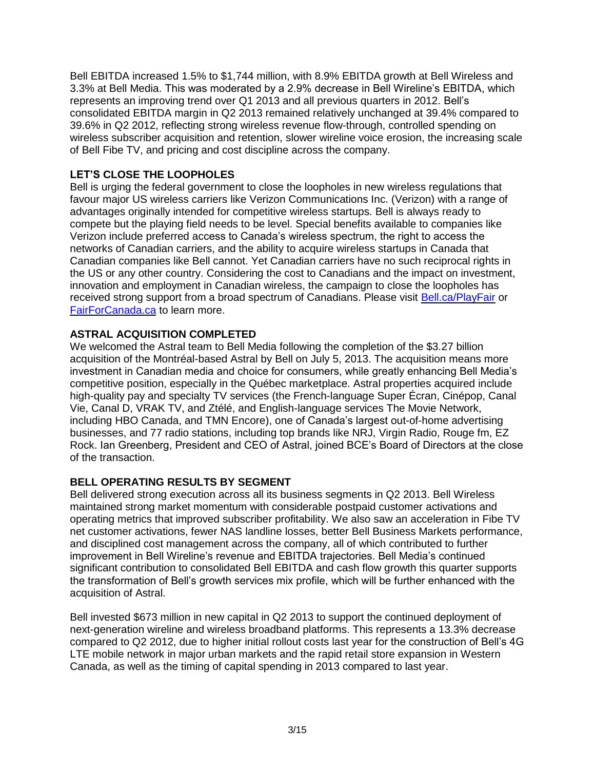Bell EBITDA increased 1.5% to $1,744 million, with 8.9% EBITDA growth at Bell Wireless and 3.3% at Bell Media. This was moderated by a 2.9% decrease in Bell Wireline's EBITDA, which represents an improving trend over Q1 2013 and all previous quarters in 2012. Bell's consolidated EBITDA margin in Q2 2013 remained relatively unchanged at 39.4% compared to 39.6% in Q2 2012, reflecting strong wireless revenue flow-through, controlled spending on wireless subscriber acquisition and retention, slower wireline voice erosion, the increasing scale of Bell Fibe TV, and pricing and cost discipline across the company.

## LET'S CLOSE THE LOOPHOLES

Bell is urging the federal government to close the loopholes in new wireless regulations that favour major US wireless carriers like Verizon Communications Inc. (Verizon) with a range of advantages originally intended for competitive wireless startups. Bell is always ready to compete but the playing field needs to be level. Special benefits available to companies like Verizon include preferred access to Canada's wireless spectrum, the right to access the networks of Canadian carriers, and the ability to acquire wireless startups in Canada that Canadian companies like Bell cannot. Yet Canadian carriers have no such reciprocal rights in the US or any other country. Considering the cost to Canadians and the impact on investment, innovation and employment in Canadian wireless, the campaign to close the loopholes has received strong support from a broad spectrum of Canadians. Please visit Bell.ca/PlayFair or FairForCanada.ca to learn more.

## ASTRAL ACQUISITION COMPLETED

We welcomed the Astral team to Bell Media following the completion of the $3.27 billion acquisition of the Montréal-based Astral by Bell on July 5, 2013. The acquisition means more investment in Canadian media and choice for consumers, while greatly enhancing Bell Media's competitive position, especially in the Québec marketplace. Astral properties acquired include high-quality pay and specialty TV services (the French-language Super Écran, Cinépop, Canal Vie, Canal D, VRAK TV, and Ztélé, and English-language services The Movie Network, including HBO Canada, and TMN Encore), one of Canada's largest out-of-home advertising businesses, and 77 radio stations, including top brands like NRJ, Virgin Radio, Rouge fm, EZ Rock. Ian Greenberg, President and CEO of Astral, joined BCE's Board of Directors at the close of the transaction.

## BELL OPERATING RESULTS BY SEGMENT

Bell delivered strong execution across all its business segments in Q2 2013. Bell Wireless maintained strong market momentum with considerable postpaid customer activations and operating metrics that improved subscriber profitability. We also saw an acceleration in Fibe TV net customer activations, fewer NAS landline losses, better Bell Business Markets performance, and disciplined cost management across the company, all of which contributed to further improvement in Bell Wireline's revenue and EBITDA trajectories. Bell Media's continued significant contribution to consolidated Bell EBITDA and cash flow growth this quarter supports the transformation of Bell's growth services mix profile, which will be further enhanced with the acquisition of Astral.

Bell invested $673 million in new capital in Q2 2013 to support the continued deployment of next-generation wireline and wireless broadband platforms. This represents a 13.3% decrease compared to Q2 2012, due to higher initial rollout costs last year for the construction of Bell's 4G LTE mobile network in major urban markets and the rapid retail store expansion in Western Canada, as well as the timing of capital spending in 2013 compared to last year.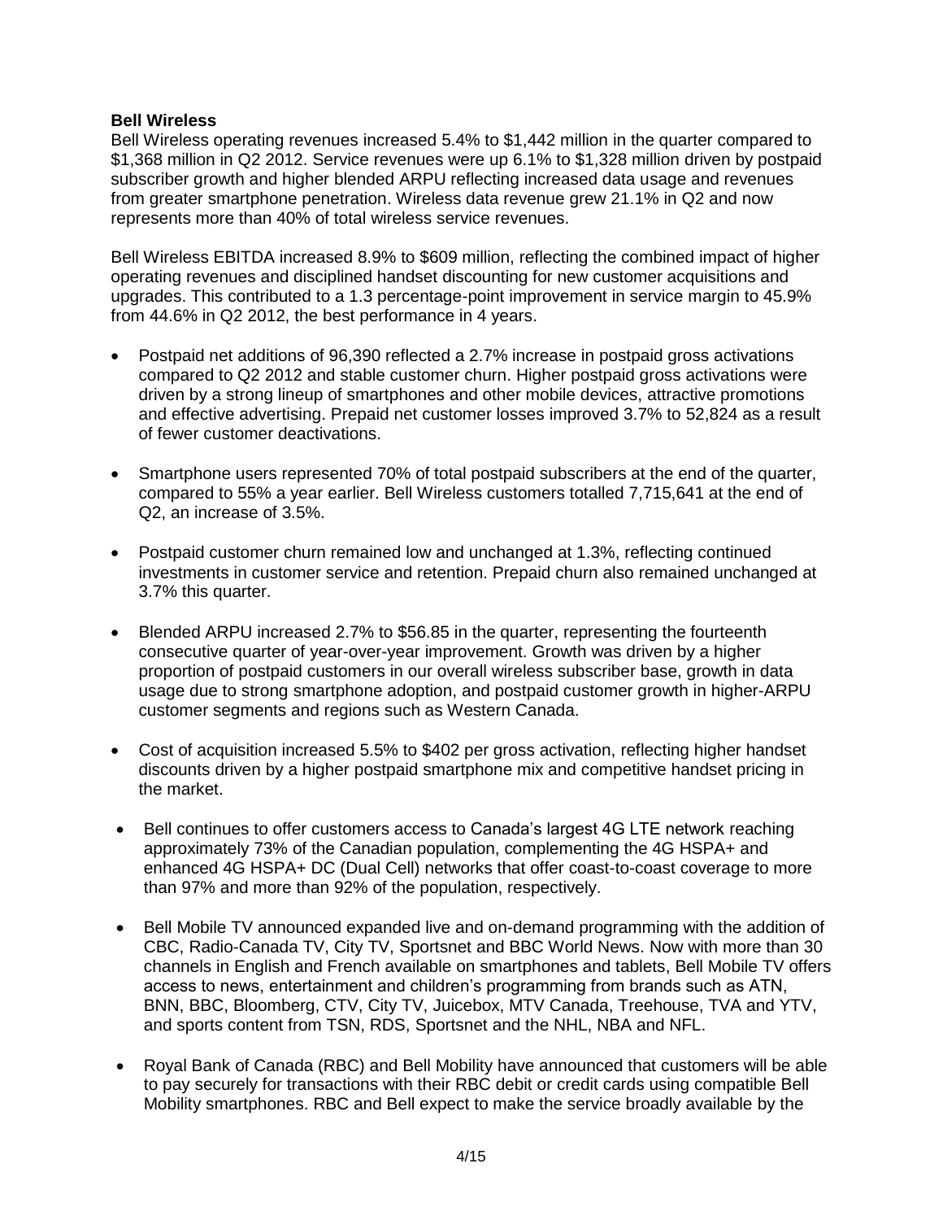**Bell Wireless**

Bell Wireless operating revenues increased 5.4% to $1,442 million in the quarter compared to $1,368 million in Q2 2012. Service revenues were up 6.1% to $1,328 million driven by postpaid subscriber growth and higher blended ARPU reflecting increased data usage and revenues from greater smartphone penetration. Wireless data revenue grew 21.1% in Q2 and now represents more than 40% of total wireless service revenues.

Bell Wireless EBITDA increased 8.9% to $609 million, reflecting the combined impact of higher operating revenues and disciplined handset discounting for new customer acquisitions and upgrades. This contributed to a 1.3 percentage-point improvement in service margin to 45.9% from 44.6% in Q2 2012, the best performance in 4 years.

- Postpaid net additions of 96,390 reflected a 2.7% increase in postpaid gross activations compared to Q2 2012 and stable customer churn. Higher postpaid gross activations were driven by a strong lineup of smartphones and other mobile devices, attractive promotions and effective advertising. Prepaid net customer losses improved 3.7% to 52,824 as a result of fewer customer deactivations.
- Smartphone users represented 70% of total postpaid subscribers at the end of the quarter, compared to 55% a year earlier. Bell Wireless customers totalled 7,715,641 at the end of Q2, an increase of 3.5%.
- Postpaid customer churn remained low and unchanged at 1.3%, reflecting continued investments in customer service and retention. Prepaid churn also remained unchanged at 3.7% this quarter.
- Blended ARPU increased 2.7% to $56.85 in the quarter, representing the fourteenth consecutive quarter of year-over-year improvement. Growth was driven by a higher proportion of postpaid customers in our overall wireless subscriber base, growth in data usage due to strong smartphone adoption, and postpaid customer growth in higher-ARPU customer segments and regions such as Western Canada.
- Cost of acquisition increased 5.5% to $402 per gross activation, reflecting higher handset discounts driven by a higher postpaid smartphone mix and competitive handset pricing in the market.
- Bell continues to offer customers access to Canada's largest 4G LTE network reaching approximately 73% of the Canadian population, complementing the 4G HSPA+ and enhanced 4G HSPA+ DC (Dual Cell) networks that offer coast-to-coast coverage to more than 97% and more than 92% of the population, respectively.
- Bell Mobile TV announced expanded live and on-demand programming with the addition of CBC, Radio-Canada TV, City TV, Sportsnet and BBC World News. Now with more than 30 channels in English and French available on smartphones and tablets, Bell Mobile TV offers access to news, entertainment and children's programming from brands such as ATN, BNN, BBC, Bloomberg, CTV, City TV, Juicebox, MTV Canada, Treehouse, TVA and YTV, and sports content from TSN, RDS, Sportsnet and the NHL, NBA and NFL.
- Royal Bank of Canada (RBC) and Bell Mobility have announced that customers will be able to pay securely for transactions with their RBC debit or credit cards using compatible Bell Mobility smartphones. RBC and Bell expect to make the service broadly available by the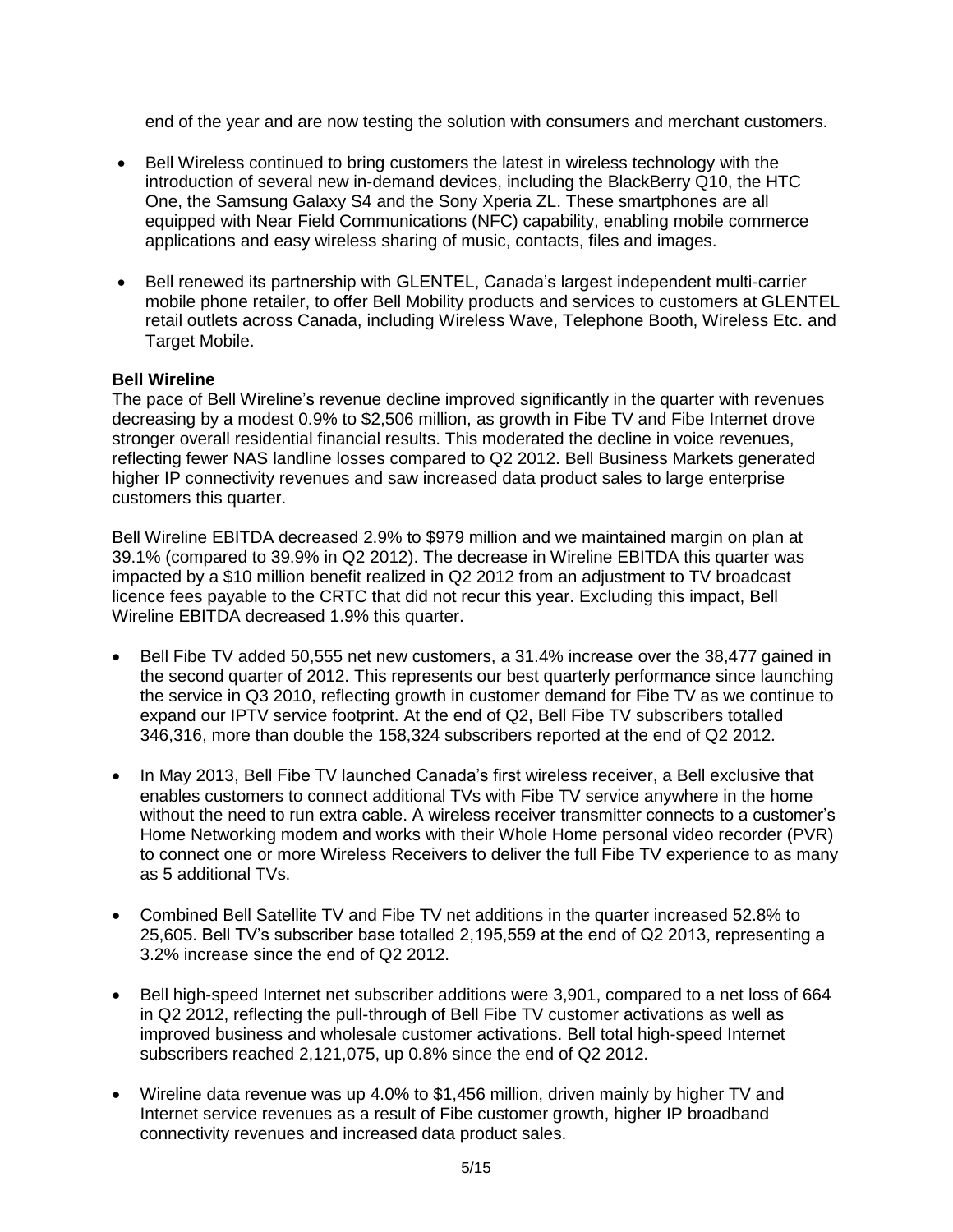end of the year and are now testing the solution with consumers and merchant customers.

- Bell Wireless continued to bring customers the latest in wireless technology with the introduction of several new in-demand devices, including the BlackBerry Q10, the HTC One, the Samsung Galaxy S4 and the Sony Xperia ZL. These smartphones are all equipped with Near Field Communications (NFC) capability, enabling mobile commerce applications and easy wireless sharing of music, contacts, files and images.

- Bell renewed its partnership with GLENTEL, Canada's largest independent multi-carrier mobile phone retailer, to offer Bell Mobility products and services to customers at GLENTEL retail outlets across Canada, including Wireless Wave, Telephone Booth, Wireless Etc. and Target Mobile.

**Bell Wireline**

The pace of Bell Wireline's revenue decline improved significantly in the quarter with revenues decreasing by a modest 0.9% to $2,506 million, as growth in Fibe TV and Fibe Internet drove stronger overall residential financial results. This moderated the decline in voice revenues, reflecting fewer NAS landline losses compared to Q2 2012. Bell Business Markets generated higher IP connectivity revenues and saw increased data product sales to large enterprise customers this quarter.

Bell Wireline EBITDA decreased 2.9% to $979 million and we maintained margin on plan at 39.1% (compared to 39.9% in Q2 2012). The decrease in Wireline EBITDA this quarter was impacted by a $10 million benefit realized in Q2 2012 from an adjustment to TV broadcast licence fees payable to the CRTC that did not recur this year. Excluding this impact, Bell Wireline EBITDA decreased 1.9% this quarter.

- Bell Fibe TV added 50,555 net new customers, a 31.4% increase over the 38,477 gained in the second quarter of 2012. This represents our best quarterly performance since launching the service in Q3 2010, reflecting growth in customer demand for Fibe TV as we continue to expand our IPTV service footprint. At the end of Q2, Bell Fibe TV subscribers totalled 346,316, more than double the 158,324 subscribers reported at the end of Q2 2012.

- In May 2013, Bell Fibe TV launched Canada's first wireless receiver, a Bell exclusive that enables customers to connect additional TVs with Fibe TV service anywhere in the home without the need to run extra cable. A wireless receiver transmitter connects to a customer's Home Networking modem and works with their Whole Home personal video recorder (PVR) to connect one or more Wireless Receivers to deliver the full Fibe TV experience to as many as 5 additional TVs.

- Combined Bell Satellite TV and Fibe TV net additions in the quarter increased 52.8% to 25,605. Bell TV's subscriber base totalled 2,195,559 at the end of Q2 2013, representing a 3.2% increase since the end of Q2 2012.

- Bell high-speed Internet net subscriber additions were 3,901, compared to a net loss of 664 in Q2 2012, reflecting the pull-through of Bell Fibe TV customer activations as well as improved business and wholesale customer activations. Bell total high-speed Internet subscribers reached 2,121,075, up 0.8% since the end of Q2 2012.

- Wireline data revenue was up 4.0% to $1,456 million, driven mainly by higher TV and Internet service revenues as a result of Fibe customer growth, higher IP broadband connectivity revenues and increased data product sales.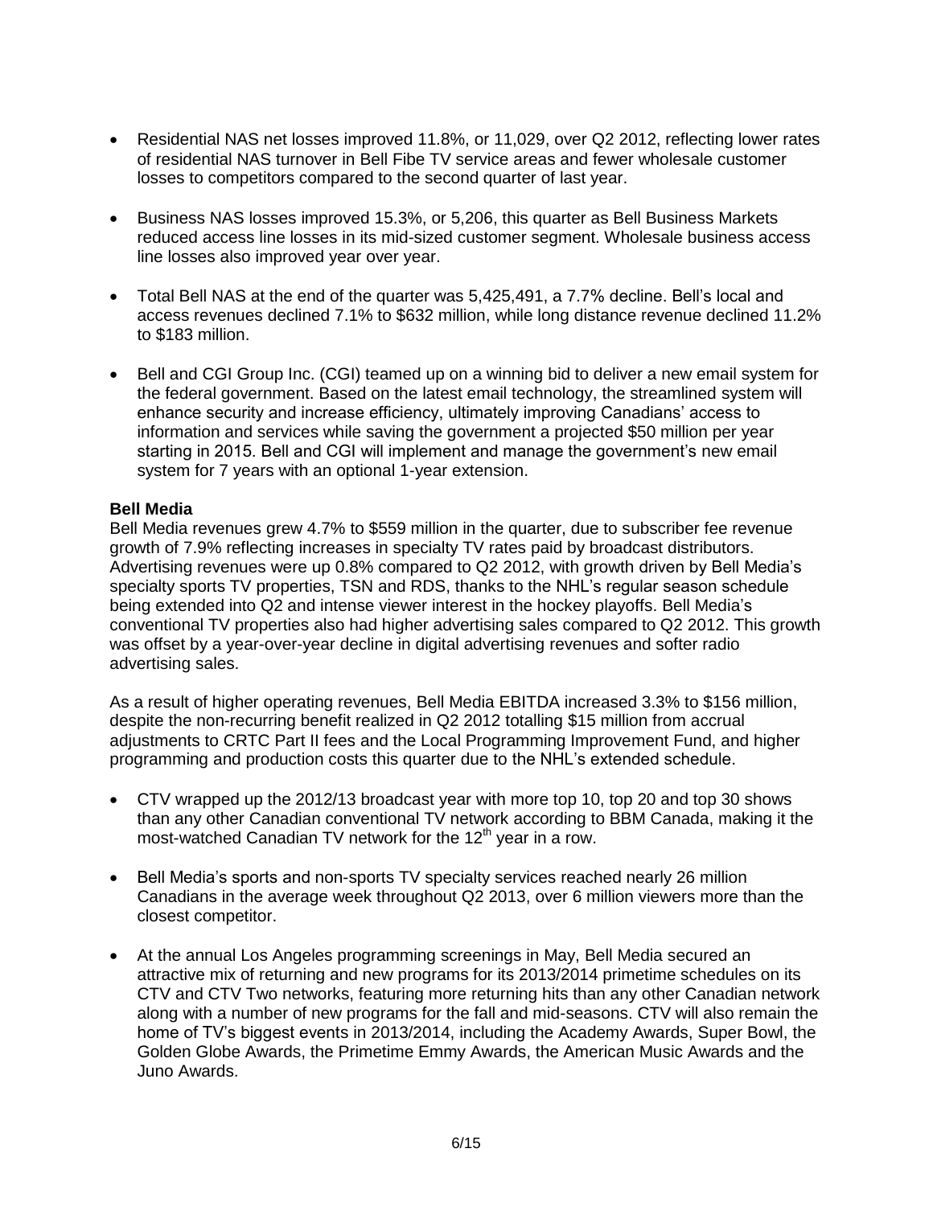- Residential NAS net losses improved 11.8%, or 11,029, over Q2 2012, reflecting lower rates of residential NAS turnover in Bell Fibe TV service areas and fewer wholesale customer losses to competitors compared to the second quarter of last year.

- Business NAS losses improved 15.3%, or 5,206, this quarter as Bell Business Markets reduced access line losses in its mid-sized customer segment. Wholesale business access line losses also improved year over year.

- Total Bell NAS at the end of the quarter was 5,425,491, a 7.7% decline. Bell's local and access revenues declined 7.1% to $632 million, while long distance revenue declined 11.2% to $183 million.

- Bell and CGI Group Inc. (CGI) teamed up on a winning bid to deliver a new email system for the federal government. Based on the latest email technology, the streamlined system will enhance security and increase efficiency, ultimately improving Canadians' access to information and services while saving the government a projected $50 million per year starting in 2015. Bell and CGI will implement and manage the government's new email system for 7 years with an optional 1-year extension.

**Bell Media**

Bell Media revenues grew 4.7% to $559 million in the quarter, due to subscriber fee revenue growth of 7.9% reflecting increases in specialty TV rates paid by broadcast distributors. Advertising revenues were up 0.8% compared to Q2 2012, with growth driven by Bell Media's specialty sports TV properties, TSN and RDS, thanks to the NHL's regular season schedule being extended into Q2 and intense viewer interest in the hockey playoffs. Bell Media's conventional TV properties also had higher advertising sales compared to Q2 2012. This growth was offset by a year-over-year decline in digital advertising revenues and softer radio advertising sales.

As a result of higher operating revenues, Bell Media EBITDA increased 3.3% to $156 million, despite the non-recurring benefit realized in Q2 2012 totalling $15 million from accrual adjustments to CRTC Part II fees and the Local Programming Improvement Fund, and higher programming and production costs this quarter due to the NHL's extended schedule.

- CTV wrapped up the 2012/13 broadcast year with more top 10, top 20 and top 30 shows than any other Canadian conventional TV network according to BBM Canada, making it the most-watched Canadian TV network for the 12th year in a row.

- Bell Media's sports and non-sports TV specialty services reached nearly 26 million Canadians in the average week throughout Q2 2013, over 6 million viewers more than the closest competitor.

- At the annual Los Angeles programming screenings in May, Bell Media secured an attractive mix of returning and new programs for its 2013/2014 primetime schedules on its CTV and CTV Two networks, featuring more returning hits than any other Canadian network along with a number of new programs for the fall and mid-seasons. CTV will also remain the home of TV's biggest events in 2013/2014, including the Academy Awards, Super Bowl, the Golden Globe Awards, the Primetime Emmy Awards, the American Music Awards and the Juno Awards.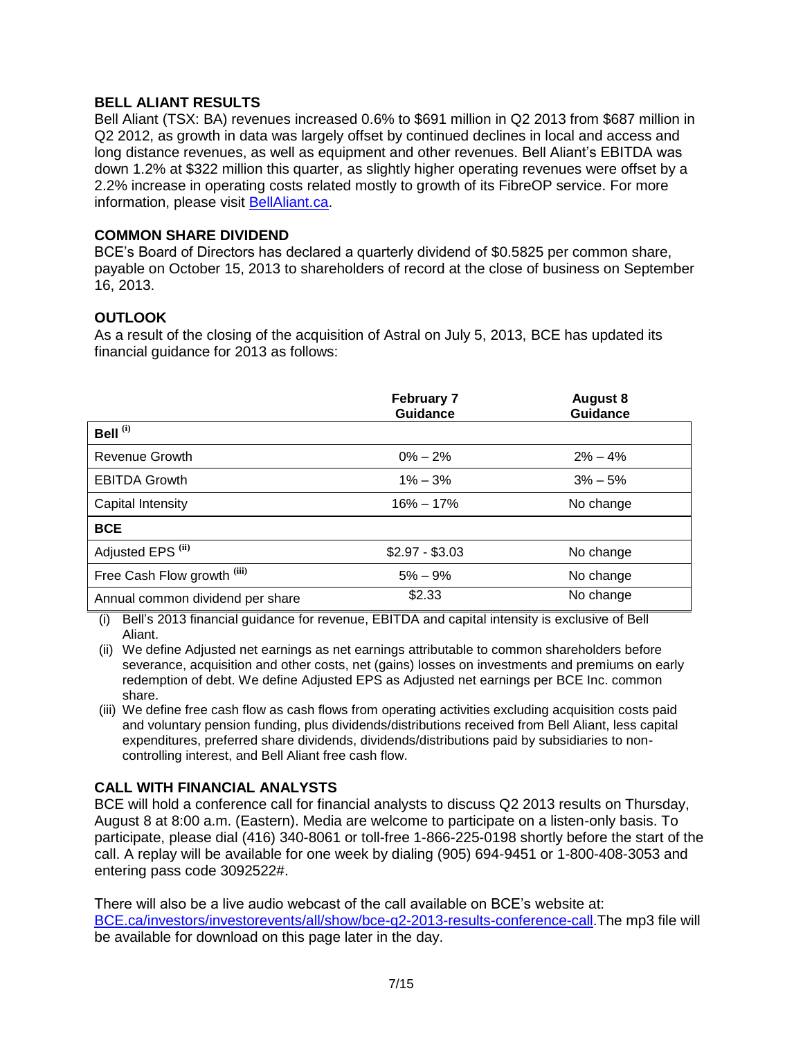## BELL ALIANT RESULTS

Bell Aliant (TSX: BA) revenues increased 0.6% to $691 million in Q2 2013 from $687 million in Q2 2012, as growth in data was largely offset by continued declines in local and access and long distance revenues, as well as equipment and other revenues. Bell Aliant's EBITDA was down 1.2% at $322 million this quarter, as slightly higher operating revenues were offset by a 2.2% increase in operating costs related mostly to growth of its FibreOP service. For more information, please visit BellAliant.ca.

## COMMON SHARE DIVIDEND

BCE's Board of Directors has declared a quarterly dividend of $0.5825 per common share, payable on October 15, 2013 to shareholders of record at the close of business on September 16, 2013.

## OUTLOOK

As a result of the closing of the acquisition of Astral on July 5, 2013, BCE has updated its financial guidance for 2013 as follows:

| | February 7 Guidance | August 8 Guidance |
|---|---|---|
| **Bell** [(i)] | | |
| Revenue Growth | 0% – 2% | 2% – 4% |
| EBITDA Growth | 1% – 3% | 3% – 5% |
| Capital Intensity | 16% – 17% | No change |
| **BCE** | | |
| Adjusted EPS [(ii)] | $2.97 - $3.03 | No change |
| Free Cash Flow growth [(iii)] | 5% – 9% | No change |
| Annual common dividend per share | $2.33 | No change |

(i) Bell's 2013 financial guidance for revenue, EBITDA and capital intensity is exclusive of Bell Aliant.

(ii) We define Adjusted net earnings as net earnings attributable to common shareholders before severance, acquisition and other costs, net (gains) losses on investments and premiums on early redemption of debt. We define Adjusted EPS as Adjusted net earnings per BCE Inc. common share.

(iii) We define free cash flow as cash flows from operating activities excluding acquisition costs paid and voluntary pension funding, plus dividends/distributions received from Bell Aliant, less capital expenditures, preferred share dividends, dividends/distributions paid by subsidiaries to non-controlling interest, and Bell Aliant free cash flow.

## CALL WITH FINANCIAL ANALYSTS

BCE will hold a conference call for financial analysts to discuss Q2 2013 results on Thursday, August 8 at 8:00 a.m. (Eastern). Media are welcome to participate on a listen-only basis. To participate, please dial (416) 340-8061 or toll-free 1-866-225-0198 shortly before the start of the call. A replay will be available for one week by dialing (905) 694-9451 or 1-800-408-3053 and entering pass code 3092522#.

There will also be a live audio webcast of the call available on BCE's website at: BCE.ca/investors/investorevents/all/show/bce-q2-2013-results-conference-call.The mp3 file will be available for download on this page later in the day.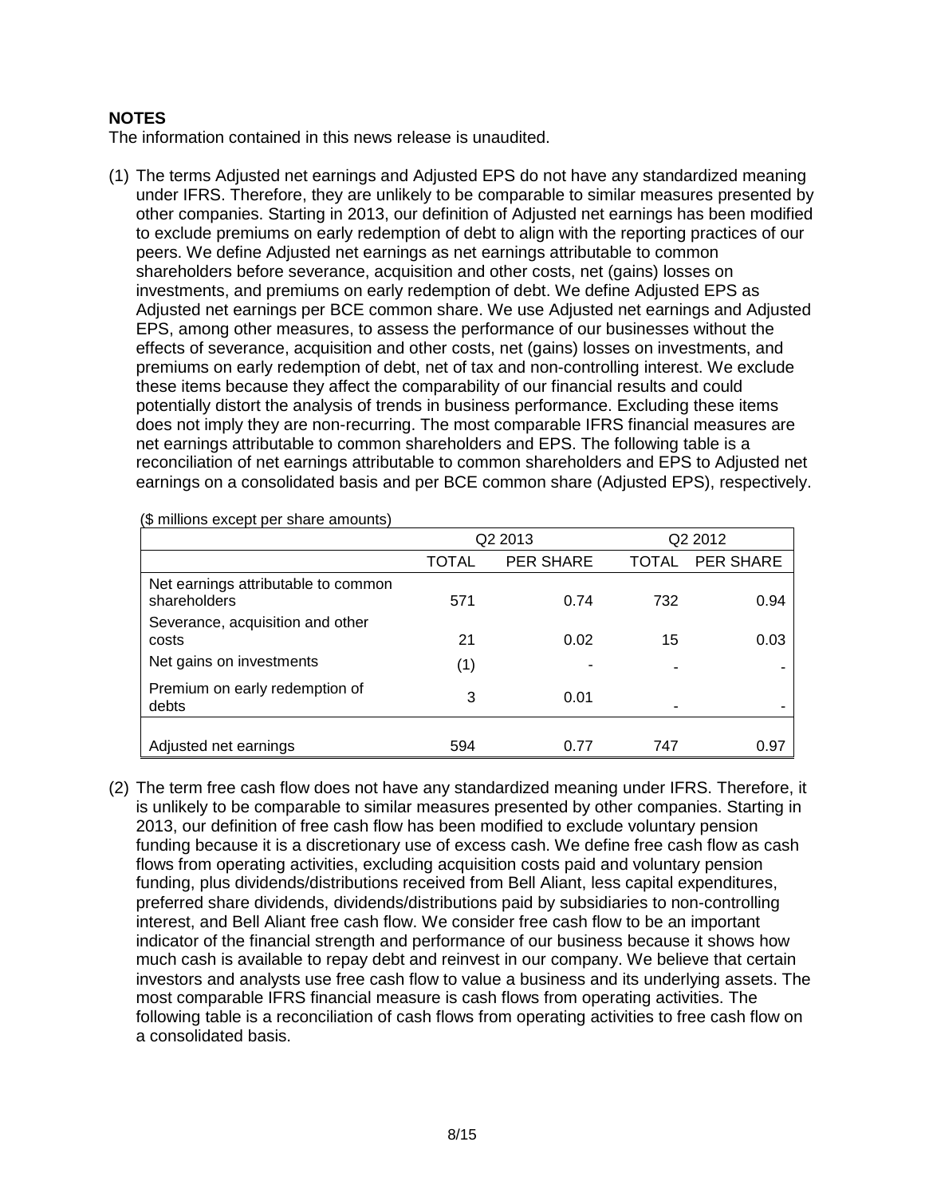**NOTES**

The information contained in this news release is unaudited.

(1) The terms Adjusted net earnings and Adjusted EPS do not have any standardized meaning under IFRS. Therefore, they are unlikely to be comparable to similar measures presented by other companies. Starting in 2013, our definition of Adjusted net earnings has been modified to exclude premiums on early redemption of debt to align with the reporting practices of our peers. We define Adjusted net earnings as net earnings attributable to common shareholders before severance, acquisition and other costs, net (gains) losses on investments, and premiums on early redemption of debt. We define Adjusted EPS as Adjusted net earnings per BCE common share. We use Adjusted net earnings and Adjusted EPS, among other measures, to assess the performance of our businesses without the effects of severance, acquisition and other costs, net (gains) losses on investments, and premiums on early redemption of debt, net of tax and non-controlling interest. We exclude these items because they affect the comparability of our financial results and could potentially distort the analysis of trends in business performance. Excluding these items does not imply they are non-recurring. The most comparable IFRS financial measures are net earnings attributable to common shareholders and EPS. The following table is a reconciliation of net earnings attributable to common shareholders and EPS to Adjusted net earnings on a consolidated basis and per BCE common share (Adjusted EPS), respectively.

($ millions except per share amounts)

| | Q2 2013 | | Q2 2012 | |
|---|---|---|---|---|
| | TOTAL | PER SHARE | TOTAL | PER SHARE |
| Net earnings attributable to common shareholders | 571 | 0.74 | 732 | 0.94 |
| Severance, acquisition and other costs | 21 | 0.02 | 15 | 0.03 |
| Net gains on investments | (1) | - | - | - |
| Premium on early redemption of debts | 3 | 0.01 | - | - |
| Adjusted net earnings | 594 | 0.77 | 747 | 0.97 |

(2) The term free cash flow does not have any standardized meaning under IFRS. Therefore, it is unlikely to be comparable to similar measures presented by other companies. Starting in 2013, our definition of free cash flow has been modified to exclude voluntary pension funding because it is a discretionary use of excess cash. We define free cash flow as cash flows from operating activities, excluding acquisition costs paid and voluntary pension funding, plus dividends/distributions received from Bell Aliant, less capital expenditures, preferred share dividends, dividends/distributions paid by subsidiaries to non-controlling interest, and Bell Aliant free cash flow. We consider free cash flow to be an important indicator of the financial strength and performance of our business because it shows how much cash is available to repay debt and reinvest in our company. We believe that certain investors and analysts use free cash flow to value a business and its underlying assets. The most comparable IFRS financial measure is cash flows from operating activities. The following table is a reconciliation of cash flows from operating activities to free cash flow on a consolidated basis.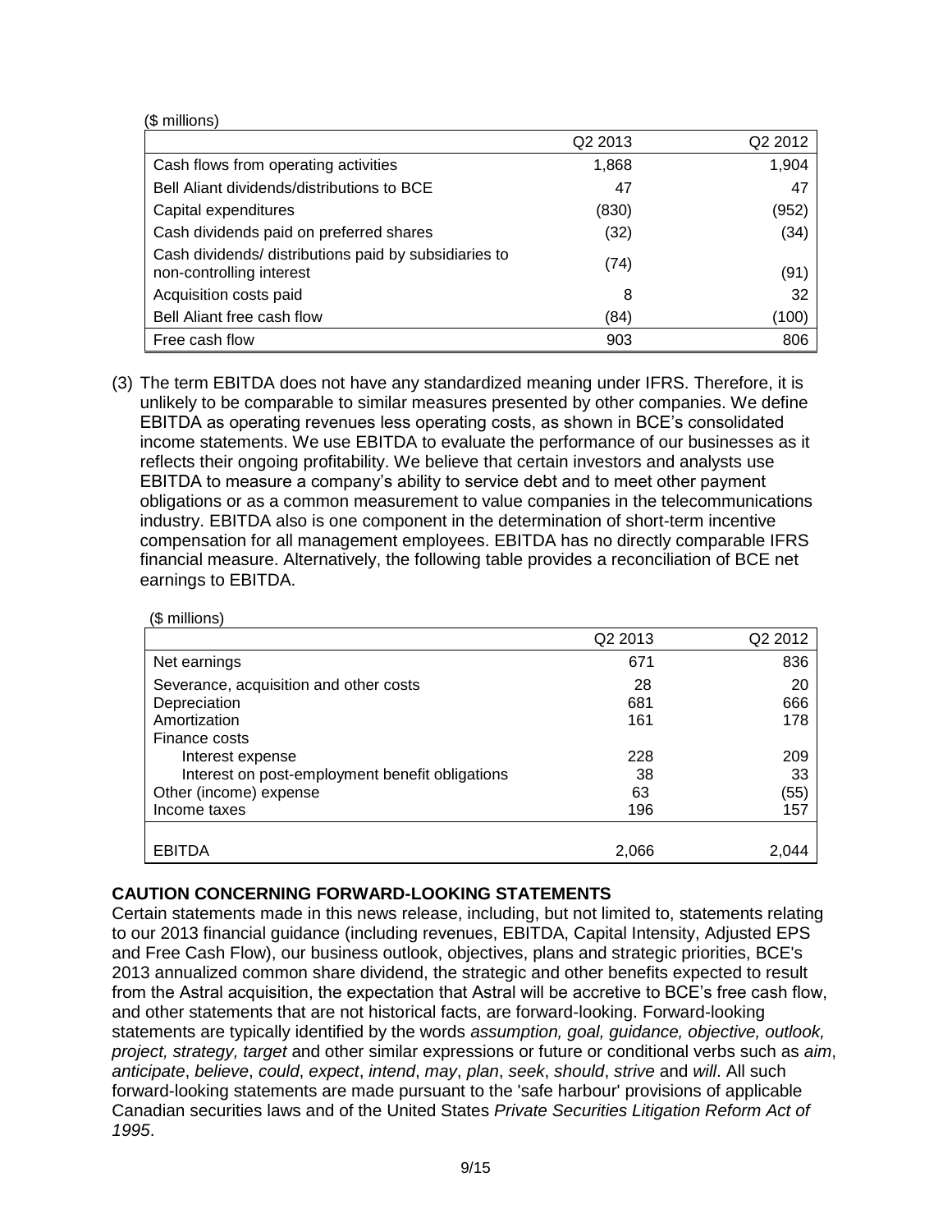($ millions)

| | Q2 2013 | Q2 2012 |
|---|---|---|
| Cash flows from operating activities | 1,868 | 1,904 |
| Bell Aliant dividends/distributions to BCE | 47 | 47 |
| Capital expenditures | (830) | (952) |
| Cash dividends paid on preferred shares | (32) | (34) |
| Cash dividends/ distributions paid by subsidiaries to non-controlling interest | (74) | (91) |
| Acquisition costs paid | 8 | 32 |
| Bell Aliant free cash flow | (84) | (100) |
| Free cash flow | 903 | 806 |

(3) The term EBITDA does not have any standardized meaning under IFRS. Therefore, it is unlikely to be comparable to similar measures presented by other companies. We define EBITDA as operating revenues less operating costs, as shown in BCE's consolidated income statements. We use EBITDA to evaluate the performance of our businesses as it reflects their ongoing profitability. We believe that certain investors and analysts use EBITDA to measure a company's ability to service debt and to meet other payment obligations or as a common measurement to value companies in the telecommunications industry. EBITDA also is one component in the determination of short-term incentive compensation for all management employees. EBITDA has no directly comparable IFRS financial measure. Alternatively, the following table provides a reconciliation of BCE net earnings to EBITDA.

($ millions)

| | Q2 2013 | Q2 2012 |
|---|---|---|
| Net earnings | 671 | 836 |
| Severance, acquisition and other costs | 28 | 20 |
| Depreciation | 681 | 666 |
| Amortization | 161 | 178 |
| Finance costs | | |
| Interest expense | 228 | 209 |
| Interest on post-employment benefit obligations | 38 | 33 |
| Other (income) expense | 63 | (55) |
| Income taxes | 196 | 157 |
| EBITDA | 2,066 | 2,044 |

**CAUTION CONCERNING FORWARD-LOOKING STATEMENTS**

Certain statements made in this news release, including, but not limited to, statements relating to our 2013 financial guidance (including revenues, EBITDA, Capital Intensity, Adjusted EPS and Free Cash Flow), our business outlook, objectives, plans and strategic priorities, BCE's 2013 annualized common share dividend, the strategic and other benefits expected to result from the Astral acquisition, the expectation that Astral will be accretive to BCE's free cash flow, and other statements that are not historical facts, are forward-looking. Forward-looking statements are typically identified by the words *assumption, goal, guidance, objective, outlook, project, strategy, target* and other similar expressions or future or conditional verbs such as *aim*, *anticipate*, *believe*, *could*, *expect*, *intend*, *may*, *plan*, *seek*, *should*, *strive* and *will*. All such forward-looking statements are made pursuant to the 'safe harbour' provisions of applicable Canadian securities laws and of the United States *Private Securities Litigation Reform Act of 1995*.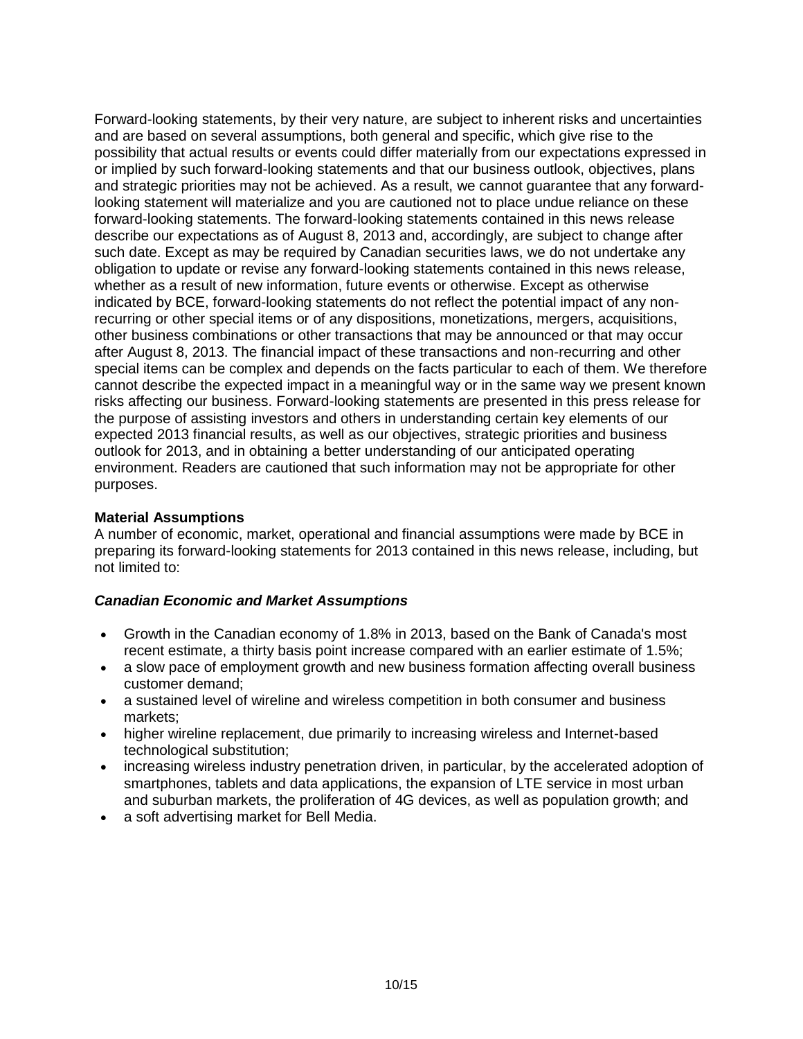Forward-looking statements, by their very nature, are subject to inherent risks and uncertainties and are based on several assumptions, both general and specific, which give rise to the possibility that actual results or events could differ materially from our expectations expressed in or implied by such forward-looking statements and that our business outlook, objectives, plans and strategic priorities may not be achieved. As a result, we cannot guarantee that any forward-looking statement will materialize and you are cautioned not to place undue reliance on these forward-looking statements. The forward-looking statements contained in this news release describe our expectations as of August 8, 2013 and, accordingly, are subject to change after such date. Except as may be required by Canadian securities laws, we do not undertake any obligation to update or revise any forward-looking statements contained in this news release, whether as a result of new information, future events or otherwise. Except as otherwise indicated by BCE, forward-looking statements do not reflect the potential impact of any non-recurring or other special items or of any dispositions, monetizations, mergers, acquisitions, other business combinations or other transactions that may be announced or that may occur after August 8, 2013. The financial impact of these transactions and non-recurring and other special items can be complex and depends on the facts particular to each of them. We therefore cannot describe the expected impact in a meaningful way or in the same way we present known risks affecting our business. Forward-looking statements are presented in this press release for the purpose of assisting investors and others in understanding certain key elements of our expected 2013 financial results, as well as our objectives, strategic priorities and business outlook for 2013, and in obtaining a better understanding of our anticipated operating environment. Readers are cautioned that such information may not be appropriate for other purposes.

**Material Assumptions**

A number of economic, market, operational and financial assumptions were made by BCE in preparing its forward-looking statements for 2013 contained in this news release, including, but not limited to:

***Canadian Economic and Market Assumptions***

- Growth in the Canadian economy of 1.8% in 2013, based on the Bank of Canada's most recent estimate, a thirty basis point increase compared with an earlier estimate of 1.5%;
- a slow pace of employment growth and new business formation affecting overall business customer demand;
- a sustained level of wireline and wireless competition in both consumer and business markets;
- higher wireline replacement, due primarily to increasing wireless and Internet-based technological substitution;
- increasing wireless industry penetration driven, in particular, by the accelerated adoption of smartphones, tablets and data applications, the expansion of LTE service in most urban and suburban markets, the proliferation of 4G devices, as well as population growth; and
- a soft advertising market for Bell Media.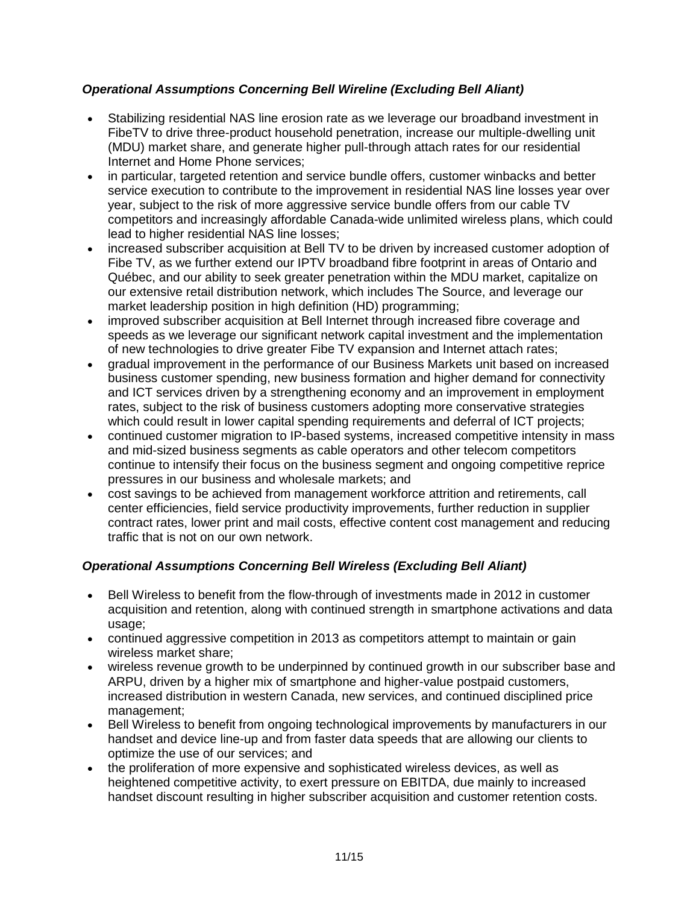### *Operational Assumptions Concerning Bell Wireline (Excluding Bell Aliant)*

- Stabilizing residential NAS line erosion rate as we leverage our broadband investment in FibeTV to drive three-product household penetration, increase our multiple-dwelling unit (MDU) market share, and generate higher pull-through attach rates for our residential Internet and Home Phone services;
- in particular, targeted retention and service bundle offers, customer winbacks and better service execution to contribute to the improvement in residential NAS line losses year over year, subject to the risk of more aggressive service bundle offers from our cable TV competitors and increasingly affordable Canada-wide unlimited wireless plans, which could lead to higher residential NAS line losses;
- increased subscriber acquisition at Bell TV to be driven by increased customer adoption of Fibe TV, as we further extend our IPTV broadband fibre footprint in areas of Ontario and Québec, and our ability to seek greater penetration within the MDU market, capitalize on our extensive retail distribution network, which includes The Source, and leverage our market leadership position in high definition (HD) programming;
- improved subscriber acquisition at Bell Internet through increased fibre coverage and speeds as we leverage our significant network capital investment and the implementation of new technologies to drive greater Fibe TV expansion and Internet attach rates;
- gradual improvement in the performance of our Business Markets unit based on increased business customer spending, new business formation and higher demand for connectivity and ICT services driven by a strengthening economy and an improvement in employment rates, subject to the risk of business customers adopting more conservative strategies which could result in lower capital spending requirements and deferral of ICT projects;
- continued customer migration to IP-based systems, increased competitive intensity in mass and mid-sized business segments as cable operators and other telecom competitors continue to intensify their focus on the business segment and ongoing competitive reprice pressures in our business and wholesale markets; and
- cost savings to be achieved from management workforce attrition and retirements, call center efficiencies, field service productivity improvements, further reduction in supplier contract rates, lower print and mail costs, effective content cost management and reducing traffic that is not on our own network.

### *Operational Assumptions Concerning Bell Wireless (Excluding Bell Aliant)*

- Bell Wireless to benefit from the flow-through of investments made in 2012 in customer acquisition and retention, along with continued strength in smartphone activations and data usage;
- continued aggressive competition in 2013 as competitors attempt to maintain or gain wireless market share;
- wireless revenue growth to be underpinned by continued growth in our subscriber base and ARPU, driven by a higher mix of smartphone and higher-value postpaid customers, increased distribution in western Canada, new services, and continued disciplined price management;
- Bell Wireless to benefit from ongoing technological improvements by manufacturers in our handset and device line-up and from faster data speeds that are allowing our clients to optimize the use of our services; and
- the proliferation of more expensive and sophisticated wireless devices, as well as heightened competitive activity, to exert pressure on EBITDA, due mainly to increased handset discount resulting in higher subscriber acquisition and customer retention costs.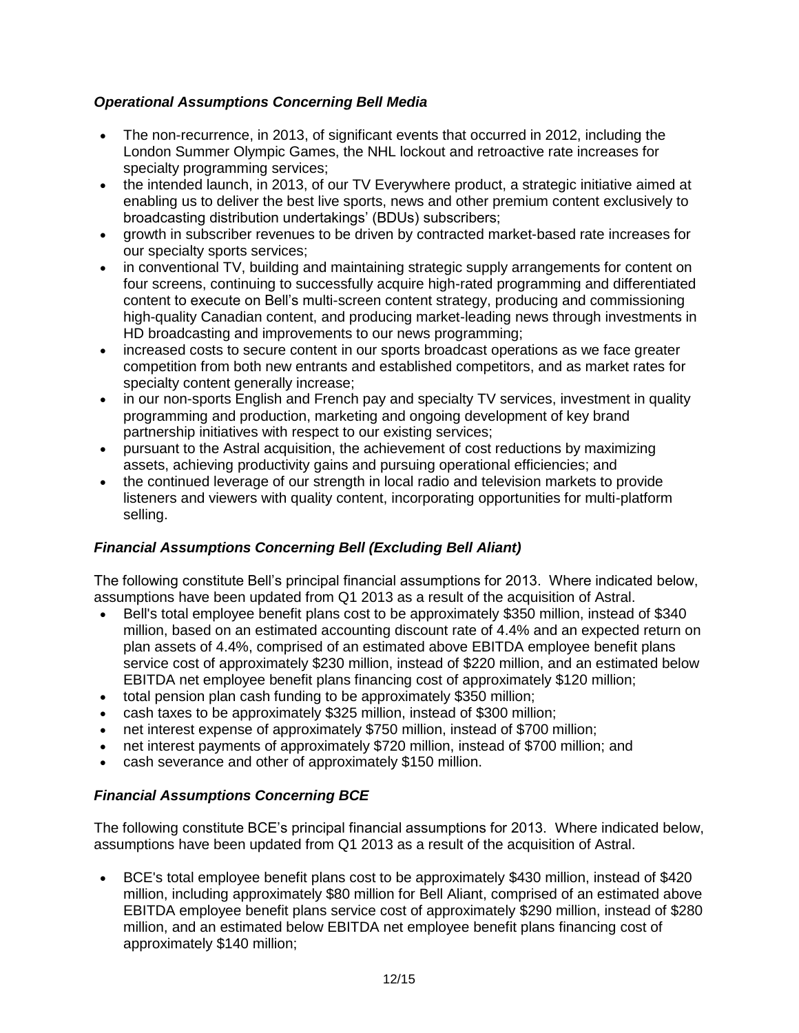### *Operational Assumptions Concerning Bell Media*

- The non-recurrence, in 2013, of significant events that occurred in 2012, including the London Summer Olympic Games, the NHL lockout and retroactive rate increases for specialty programming services;
- the intended launch, in 2013, of our TV Everywhere product, a strategic initiative aimed at enabling us to deliver the best live sports, news and other premium content exclusively to broadcasting distribution undertakings' (BDUs) subscribers;
- growth in subscriber revenues to be driven by contracted market-based rate increases for our specialty sports services;
- in conventional TV, building and maintaining strategic supply arrangements for content on four screens, continuing to successfully acquire high-rated programming and differentiated content to execute on Bell's multi-screen content strategy, producing and commissioning high-quality Canadian content, and producing market-leading news through investments in HD broadcasting and improvements to our news programming;
- increased costs to secure content in our sports broadcast operations as we face greater competition from both new entrants and established competitors, and as market rates for specialty content generally increase;
- in our non-sports English and French pay and specialty TV services, investment in quality programming and production, marketing and ongoing development of key brand partnership initiatives with respect to our existing services;
- pursuant to the Astral acquisition, the achievement of cost reductions by maximizing assets, achieving productivity gains and pursuing operational efficiencies; and
- the continued leverage of our strength in local radio and television markets to provide listeners and viewers with quality content, incorporating opportunities for multi-platform selling.

### *Financial Assumptions Concerning Bell (Excluding Bell Aliant)*

The following constitute Bell's principal financial assumptions for 2013. Where indicated below, assumptions have been updated from Q1 2013 as a result of the acquisition of Astral.

- Bell's total employee benefit plans cost to be approximately $350 million, instead of $340 million, based on an estimated accounting discount rate of 4.4% and an expected return on plan assets of 4.4%, comprised of an estimated above EBITDA employee benefit plans service cost of approximately $230 million, instead of $220 million, and an estimated below EBITDA net employee benefit plans financing cost of approximately $120 million;
- total pension plan cash funding to be approximately $350 million;
- cash taxes to be approximately $325 million, instead of $300 million;
- net interest expense of approximately $750 million, instead of $700 million;
- net interest payments of approximately $720 million, instead of $700 million; and
- cash severance and other of approximately $150 million.

### *Financial Assumptions Concerning BCE*

The following constitute BCE's principal financial assumptions for 2013. Where indicated below, assumptions have been updated from Q1 2013 as a result of the acquisition of Astral.

- BCE's total employee benefit plans cost to be approximately $430 million, instead of $420 million, including approximately $80 million for Bell Aliant, comprised of an estimated above EBITDA employee benefit plans service cost of approximately $290 million, instead of $280 million, and an estimated below EBITDA net employee benefit plans financing cost of approximately $140 million;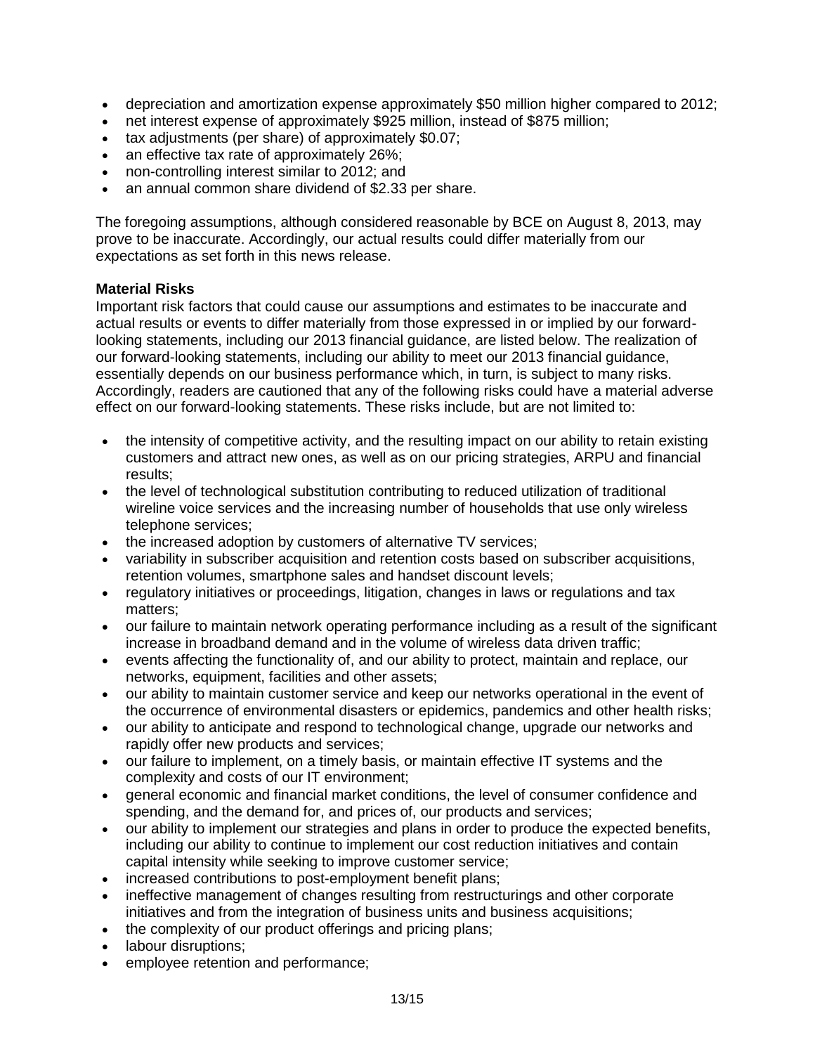- depreciation and amortization expense approximately $50 million higher compared to 2012;
- net interest expense of approximately $925 million, instead of $875 million;
- tax adjustments (per share) of approximately $0.07;
- an effective tax rate of approximately 26%;
- non-controlling interest similar to 2012; and
- an annual common share dividend of $2.33 per share.

The foregoing assumptions, although considered reasonable by BCE on August 8, 2013, may prove to be inaccurate. Accordingly, our actual results could differ materially from our expectations as set forth in this news release.

**Material Risks**

Important risk factors that could cause our assumptions and estimates to be inaccurate and actual results or events to differ materially from those expressed in or implied by our forward-looking statements, including our 2013 financial guidance, are listed below. The realization of our forward-looking statements, including our ability to meet our 2013 financial guidance, essentially depends on our business performance which, in turn, is subject to many risks. Accordingly, readers are cautioned that any of the following risks could have a material adverse effect on our forward-looking statements. These risks include, but are not limited to:

- the intensity of competitive activity, and the resulting impact on our ability to retain existing customers and attract new ones, as well as on our pricing strategies, ARPU and financial results;
- the level of technological substitution contributing to reduced utilization of traditional wireline voice services and the increasing number of households that use only wireless telephone services;
- the increased adoption by customers of alternative TV services;
- variability in subscriber acquisition and retention costs based on subscriber acquisitions, retention volumes, smartphone sales and handset discount levels;
- regulatory initiatives or proceedings, litigation, changes in laws or regulations and tax matters;
- our failure to maintain network operating performance including as a result of the significant increase in broadband demand and in the volume of wireless data driven traffic;
- events affecting the functionality of, and our ability to protect, maintain and replace, our networks, equipment, facilities and other assets;
- our ability to maintain customer service and keep our networks operational in the event of the occurrence of environmental disasters or epidemics, pandemics and other health risks;
- our ability to anticipate and respond to technological change, upgrade our networks and rapidly offer new products and services;
- our failure to implement, on a timely basis, or maintain effective IT systems and the complexity and costs of our IT environment;
- general economic and financial market conditions, the level of consumer confidence and spending, and the demand for, and prices of, our products and services;
- our ability to implement our strategies and plans in order to produce the expected benefits, including our ability to continue to implement our cost reduction initiatives and contain capital intensity while seeking to improve customer service;
- increased contributions to post-employment benefit plans;
- ineffective management of changes resulting from restructurings and other corporate initiatives and from the integration of business units and business acquisitions;
- the complexity of our product offerings and pricing plans;
- labour disruptions;
- employee retention and performance;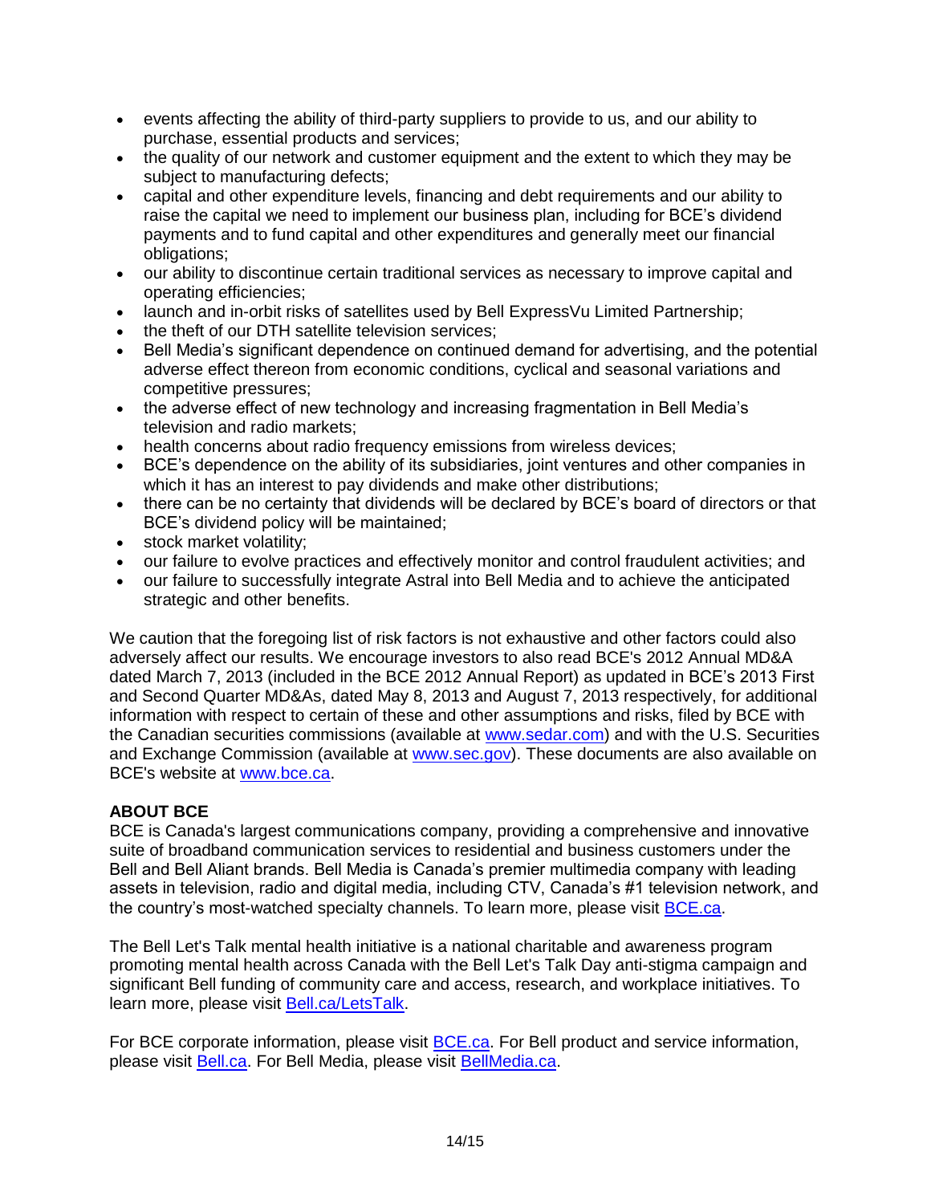- events affecting the ability of third-party suppliers to provide to us, and our ability to purchase, essential products and services;
- the quality of our network and customer equipment and the extent to which they may be subject to manufacturing defects;
- capital and other expenditure levels, financing and debt requirements and our ability to raise the capital we need to implement our business plan, including for BCE's dividend payments and to fund capital and other expenditures and generally meet our financial obligations;
- our ability to discontinue certain traditional services as necessary to improve capital and operating efficiencies;
- launch and in-orbit risks of satellites used by Bell ExpressVu Limited Partnership;
- the theft of our DTH satellite television services;
- Bell Media's significant dependence on continued demand for advertising, and the potential adverse effect thereon from economic conditions, cyclical and seasonal variations and competitive pressures;
- the adverse effect of new technology and increasing fragmentation in Bell Media's television and radio markets;
- health concerns about radio frequency emissions from wireless devices;
- BCE's dependence on the ability of its subsidiaries, joint ventures and other companies in which it has an interest to pay dividends and make other distributions;
- there can be no certainty that dividends will be declared by BCE's board of directors or that BCE's dividend policy will be maintained;
- stock market volatility;
- our failure to evolve practices and effectively monitor and control fraudulent activities; and
- our failure to successfully integrate Astral into Bell Media and to achieve the anticipated strategic and other benefits.

We caution that the foregoing list of risk factors is not exhaustive and other factors could also adversely affect our results. We encourage investors to also read BCE's 2012 Annual MD&A dated March 7, 2013 (included in the BCE 2012 Annual Report) as updated in BCE's 2013 First and Second Quarter MD&As, dated May 8, 2013 and August 7, 2013 respectively, for additional information with respect to certain of these and other assumptions and risks, filed by BCE with the Canadian securities commissions (available at www.sedar.com) and with the U.S. Securities and Exchange Commission (available at www.sec.gov). These documents are also available on BCE's website at www.bce.ca.

**ABOUT BCE**

BCE is Canada's largest communications company, providing a comprehensive and innovative suite of broadband communication services to residential and business customers under the Bell and Bell Aliant brands. Bell Media is Canada's premier multimedia company with leading assets in television, radio and digital media, including CTV, Canada's #1 television network, and the country's most-watched specialty channels. To learn more, please visit BCE.ca.

The Bell Let's Talk mental health initiative is a national charitable and awareness program promoting mental health across Canada with the Bell Let's Talk Day anti-stigma campaign and significant Bell funding of community care and access, research, and workplace initiatives. To learn more, please visit Bell.ca/LetsTalk.

For BCE corporate information, please visit BCE.ca. For Bell product and service information, please visit Bell.ca. For Bell Media, please visit BellMedia.ca.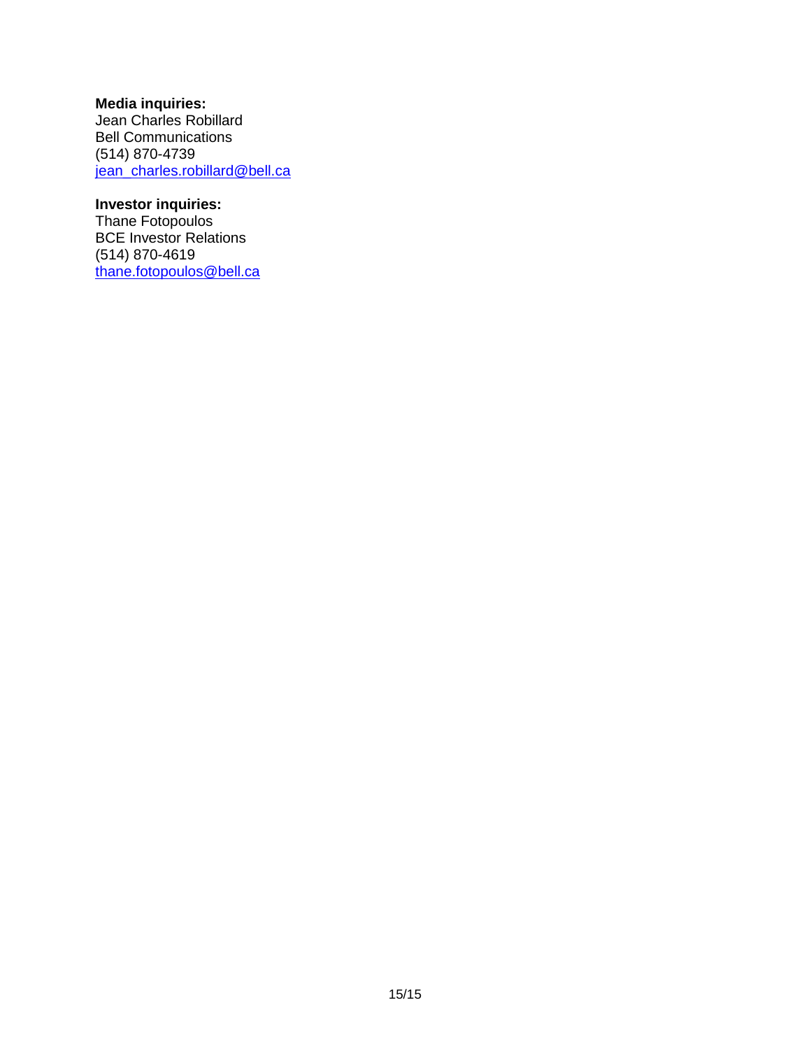**Media inquiries:**
Jean Charles Robillard
Bell Communications
(514) 870-4739
jean_charles.robillard@bell.ca

**Investor inquiries:**
Thane Fotopoulos
BCE Investor Relations
(514) 870-4619
thane.fotopoulos@bell.ca